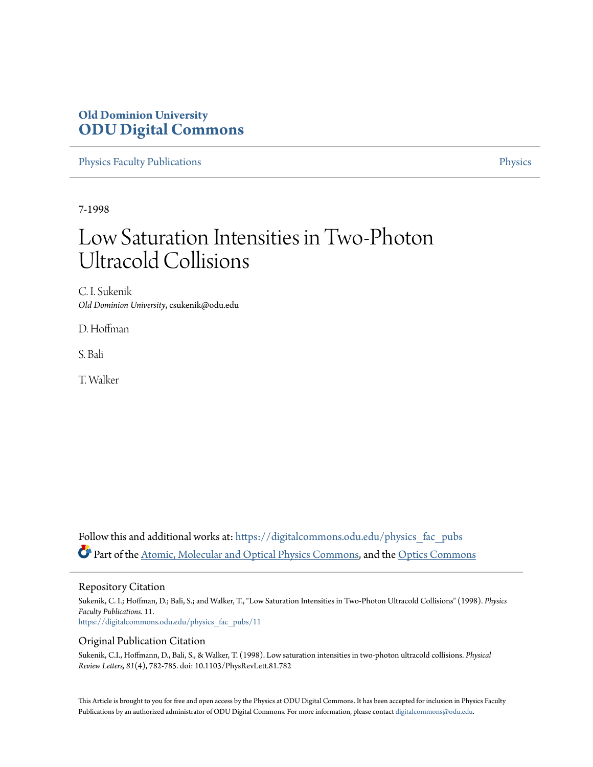**Old Dominion University**
**ODU Digital Commons**

Physics Faculty Publications | Physics

7-1998

# Low Saturation Intensities in Two-Photon Ultracold Collisions

C. I. Sukenik
*Old Dominion University*, csukenik@odu.edu

D. Hoffman

S. Bali

T. Walker

Follow this and additional works at: https://digitalcommons.odu.edu/physics_fac_pubs

Part of the Atomic, Molecular and Optical Physics Commons, and the Optics Commons

## Repository Citation

Sukenik, C. I.; Hoffman, D.; Bali, S.; and Walker, T., "Low Saturation Intensities in Two-Photon Ultracold Collisions" (1998). *Physics Faculty Publications*. 11.
https://digitalcommons.odu.edu/physics_fac_pubs/11

## Original Publication Citation

Sukenik, C.I., Hoffmann, D., Bali, S., & Walker, T. (1998). Low saturation intensities in two-photon ultracold collisions. *Physical Review Letters, 81*(4), 782-785. doi: 10.1103/PhysRevLett.81.782

This Article is brought to you for free and open access by the Physics at ODU Digital Commons. It has been accepted for inclusion in Physics Faculty Publications by an authorized administrator of ODU Digital Commons. For more information, please contact digitalcommons@odu.edu.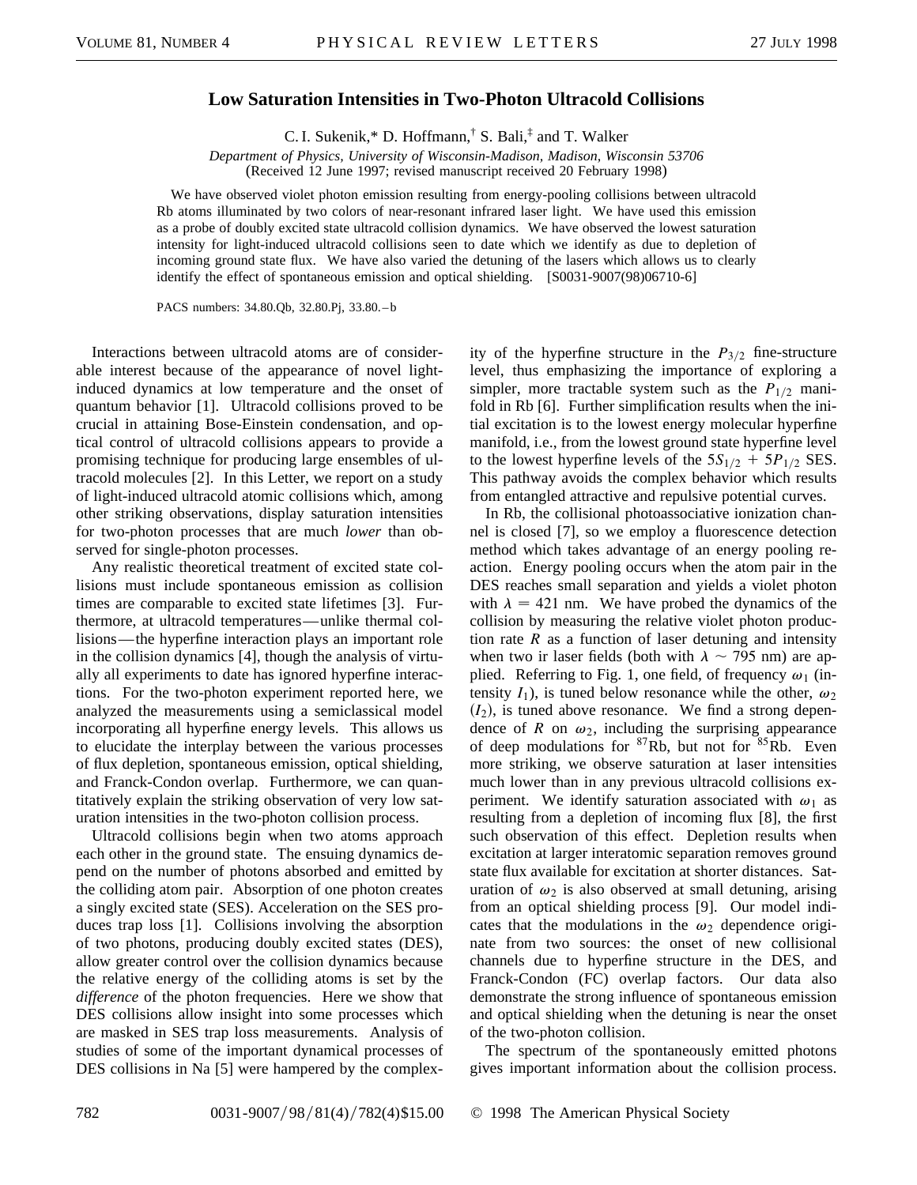# Low Saturation Intensities in Two-Photon Ultracold Collisions

C. I. Sukenik,* D. Hoffmann,† S. Bali,‡ and T. Walker

*Department of Physics, University of Wisconsin-Madison, Madison, Wisconsin 53706*
(Received 12 June 1997; revised manuscript received 20 February 1998)

We have observed violet photon emission resulting from energy-pooling collisions between ultracold Rb atoms illuminated by two colors of near-resonant infrared laser light. We have used this emission as a probe of doubly excited state ultracold collision dynamics. We have observed the lowest saturation intensity for light-induced ultracold collisions seen to date which we identify as due to depletion of incoming ground state flux. We have also varied the detuning of the lasers which allows us to clearly identify the effect of spontaneous emission and optical shielding. [S0031-9007(98)06710-6]

PACS numbers: 34.80.Qb, 32.80.Pj, 33.80.–b

Interactions between ultracold atoms are of considerable interest because of the appearance of novel light-induced dynamics at low temperature and the onset of quantum behavior [1]. Ultracold collisions proved to be crucial in attaining Bose-Einstein condensation, and optical control of ultracold collisions appears to provide a promising technique for producing large ensembles of ultracold molecules [2]. In this Letter, we report on a study of light-induced ultracold atomic collisions which, among other striking observations, display saturation intensities for two-photon processes that are much *lower* than observed for single-photon processes.

Any realistic theoretical treatment of excited state collisions must include spontaneous emission as collision times are comparable to excited state lifetimes [3]. Furthermore, at ultracold temperatures—unlike thermal collisions—the hyperfine interaction plays an important role in the collision dynamics [4], though the analysis of virtually all experiments to date has ignored hyperfine interactions. For the two-photon experiment reported here, we analyzed the measurements using a semiclassical model incorporating all hyperfine energy levels. This allows us to elucidate the interplay between the various processes of flux depletion, spontaneous emission, optical shielding, and Franck-Condon overlap. Furthermore, we can quantitatively explain the striking observation of very low saturation intensities in the two-photon collision process.

Ultracold collisions begin when two atoms approach each other in the ground state. The ensuing dynamics depend on the number of photons absorbed and emitted by the colliding atom pair. Absorption of one photon creates a singly excited state (SES). Acceleration on the SES produces trap loss [1]. Collisions involving the absorption of two photons, producing doubly excited states (DES), allow greater control over the collision dynamics because the relative energy of the colliding atoms is set by the *difference* of the photon frequencies. Here we show that DES collisions allow insight into some processes which are masked in SES trap loss measurements. Analysis of studies of some of the important dynamical processes of DES collisions in Na [5] were hampered by the complexity of the hyperfine structure in the $P_{3/2}$ fine-structure level, thus emphasizing the importance of exploring a simpler, more tractable system such as the $P_{1/2}$ manifold in Rb [6]. Further simplification results when the initial excitation is to the lowest energy molecular hyperfine manifold, i.e., from the lowest ground state hyperfine level to the lowest hyperfine levels of the $5S_{1/2} + 5P_{1/2}$ SES. This pathway avoids the complex behavior which results from entangled attractive and repulsive potential curves.

In Rb, the collisional photoassociative ionization channel is closed [7], so we employ a fluorescence detection method which takes advantage of an energy pooling reaction. Energy pooling occurs when the atom pair in the DES reaches small separation and yields a violet photon with $\lambda = 421$ nm. We have probed the dynamics of the collision by measuring the relative violet photon production rate $R$ as a function of laser detuning and intensity when two ir laser fields (both with $\lambda \sim 795$ nm) are applied. Referring to Fig. 1, one field, of frequency $\omega_1$ (intensity $I_1$), is tuned below resonance while the other, $\omega_2$ ($I_2$), is tuned above resonance. We find a strong dependence of $R$ on $\omega_2$, including the surprising appearance of deep modulations for $^{87}$Rb, but not for $^{85}$Rb. Even more striking, we observe saturation at laser intensities much lower than in any previous ultracold collisions experiment. We identify saturation associated with $\omega_1$ as resulting from a depletion of incoming flux [8], the first such observation of this effect. Depletion results when excitation at larger interatomic separation removes ground state flux available for excitation at shorter distances. Saturation of $\omega_2$ is also observed at small detuning, arising from an optical shielding process [9]. Our model indicates that the modulations in the $\omega_2$ dependence originate from two sources: the onset of new collisional channels due to hyperfine structure in the DES, and Franck-Condon (FC) overlap factors. Our data also demonstrate the strong influence of spontaneous emission and optical shielding when the detuning is near the onset of the two-photon collision.

The spectrum of the spontaneously emitted photons gives important information about the collision process.

0031-9007/98/81(4)/782(4)$15.00 © 1998 The American Physical Society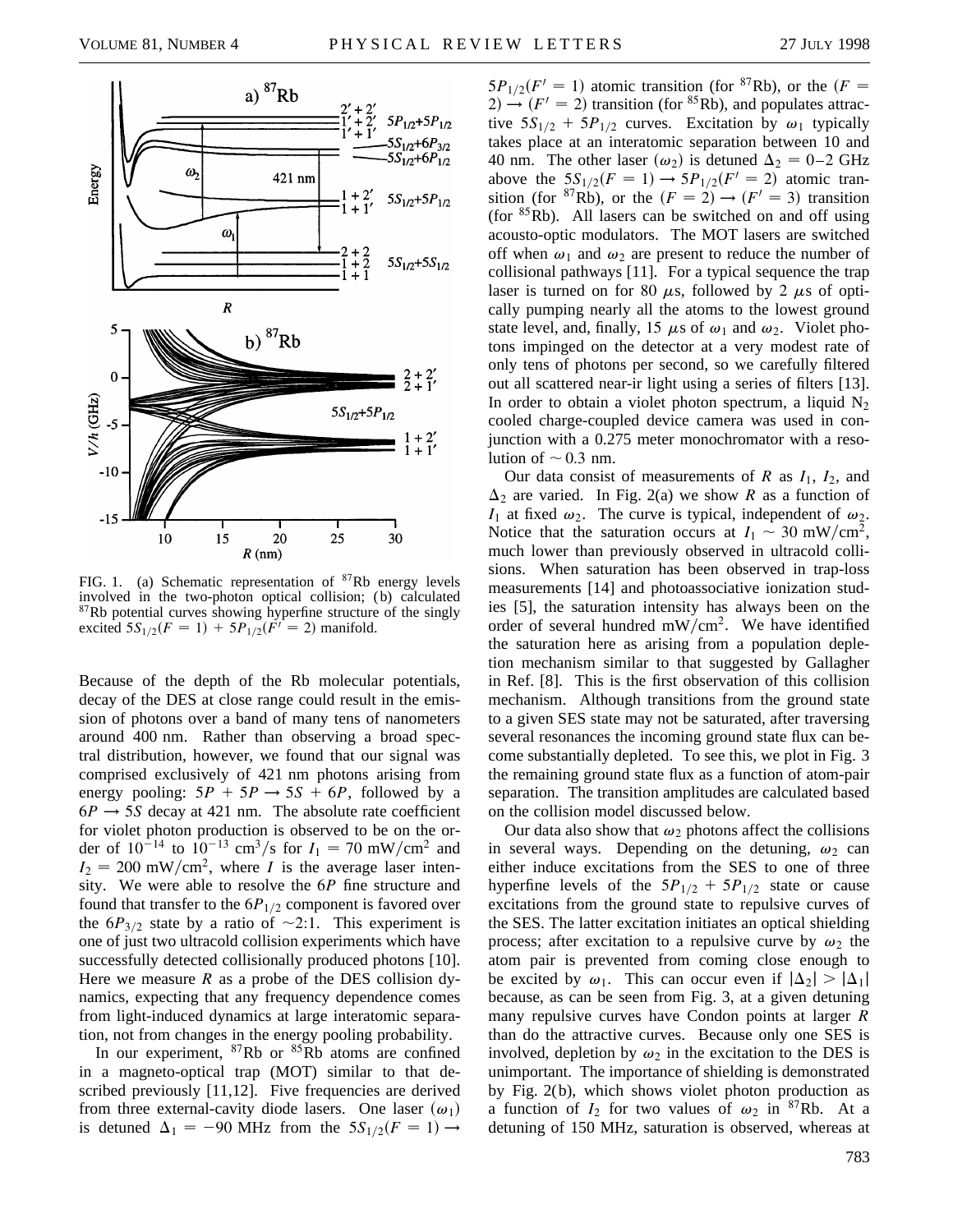FIG. 1. (a) Schematic representation of $^{87}$Rb energy levels involved in the two-photon optical collision; (b) calculated $^{87}$Rb potential curves showing hyperfine structure of the singly excited $5S_{1/2}(F = 1) + 5P_{1/2}(F' = 2)$ manifold.

Because of the depth of the Rb molecular potentials, decay of the DES at close range could result in the emission of photons over a band of many tens of nanometers around 400 nm. Rather than observing a broad spectral distribution, however, we found that our signal was comprised exclusively of 421 nm photons arising from energy pooling: $5P + 5P \to 5S + 6P$, followed by a $6P \to 5S$ decay at 421 nm. The absolute rate coefficient for violet photon production is observed to be on the order of $10^{-14}$ to $10^{-13}$ cm$^3$/s for $I_1 = 70$ mW/cm$^2$ and $I_2 = 200$ mW/cm$^2$, where $I$ is the average laser intensity. We were able to resolve the $6P$ fine structure and found that transfer to the $6P_{1/2}$ component is favored over the $6P_{3/2}$ state by a ratio of $\sim$2:1. This experiment is one of just two ultracold collision experiments which have successfully detected collisionally produced photons [10]. Here we measure $R$ as a probe of the DES collision dynamics, expecting that any frequency dependence comes from light-induced dynamics at large interatomic separation, not from changes in the energy pooling probability.

In our experiment, $^{87}$Rb or $^{85}$Rb atoms are confined in a magneto-optical trap (MOT) similar to that described previously [11,12]. Five frequencies are derived from three external-cavity diode lasers. One laser ($\omega_1$) is detuned $\Delta_1 = -90$ MHz from the $5S_{1/2}(F = 1) \to 5P_{1/2}(F' = 1)$ atomic transition (for $^{87}$Rb), or the $(F = 2) \to (F' = 2)$ transition (for $^{85}$Rb), and populates attractive $5S_{1/2} + 5P_{1/2}$ curves. Excitation by $\omega_1$ typically takes place at an interatomic separation between 10 and 40 nm. The other laser ($\omega_2$) is detuned $\Delta_2 = 0$–$2$ GHz above the $5S_{1/2}(F = 1) \to 5P_{1/2}(F' = 2)$ atomic transition (for $^{87}$Rb), or the $(F = 2) \to (F' = 3)$ transition (for $^{85}$Rb). All lasers can be switched on and off using acousto-optic modulators. The MOT lasers are switched off when $\omega_1$ and $\omega_2$ are present to reduce the number of collisional pathways [11]. For a typical sequence the trap laser is turned on for 80 $\mu$s, followed by 2 $\mu$s of optically pumping nearly all the atoms to the lowest ground state level, and, finally, 15 $\mu$s of $\omega_1$ and $\omega_2$. Violet photons impinged on the detector at a very modest rate of only tens of photons per second, so we carefully filtered out all scattered near-ir light using a series of filters [13]. In order to obtain a violet photon spectrum, a liquid $N_2$ cooled charge-coupled device camera was used in conjunction with a 0.275 meter monochromator with a resolution of $\sim 0.3$ nm.

Our data consist of measurements of $R$ as $I_1$, $I_2$, and $\Delta_2$ are varied. In Fig. 2(a) we show $R$ as a function of $I_1$ at fixed $\omega_2$. The curve is typical, independent of $\omega_2$. Notice that the saturation occurs at $I_1 \sim 30$ mW/cm$^2$, much lower than previously observed in ultracold collisions. When saturation has been observed in trap-loss measurements [14] and photoassociative ionization studies [5], the saturation intensity has always been on the order of several hundred mW/cm$^2$. We have identified the saturation here as arising from a population depletion mechanism similar to that suggested by Gallagher in Ref. [8]. This is the first observation of this collision mechanism. Although transitions from the ground state to a given SES state may not be saturated, after traversing several resonances the incoming ground state flux can become substantially depleted. To see this, we plot in Fig. 3 the remaining ground state flux as a function of atom-pair separation. The transition amplitudes are calculated based on the collision model discussed below.

Our data also show that $\omega_2$ photons affect the collisions in several ways. Depending on the detuning, $\omega_2$ can either induce excitations from the SES to one of three hyperfine levels of the $5P_{1/2} + 5P_{1/2}$ state or cause excitations from the ground state to repulsive curves of the SES. The latter excitation initiates an optical shielding process; after excitation to a repulsive curve by $\omega_2$ the atom pair is prevented from coming close enough to be excited by $\omega_1$. This can occur even if $|\Delta_2| > |\Delta_1|$ because, as can be seen from Fig. 3, at a given detuning many repulsive curves have Condon points at larger $R$ than do the attractive curves. Because only one SES is involved, depletion by $\omega_2$ in the excitation to the DES is unimportant. The importance of shielding is demonstrated by Fig. 2(b), which shows violet photon production as a function of $I_2$ for two values of $\omega_2$ in $^{87}$Rb. At a detuning of 150 MHz, saturation is observed, whereas at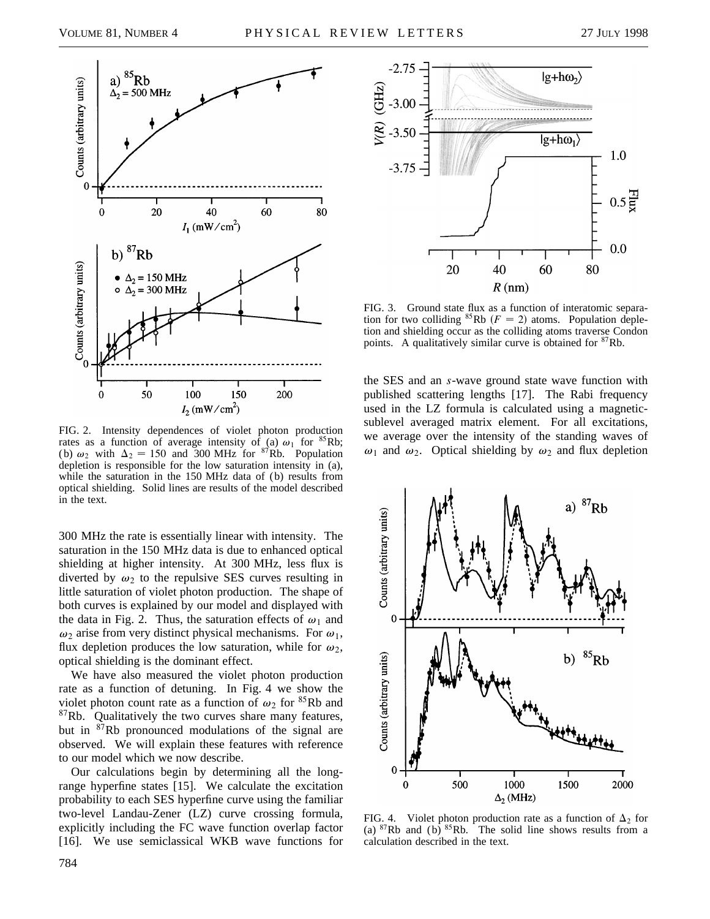FIG. 2. Intensity dependences of violet photon production rates as a function of average intensity of (a) $\omega_1$ for $^{85}$Rb; (b) $\omega_2$ with $\Delta_2 = 150$ and 300 MHz for $^{87}$Rb. Population depletion is responsible for the low saturation intensity in (a), while the saturation in the 150 MHz data of (b) results from optical shielding. Solid lines are results of the model described in the text.

300 MHz the rate is essentially linear with intensity. The saturation in the 150 MHz data is due to enhanced optical shielding at higher intensity. At 300 MHz, less flux is diverted by $\omega_2$ to the repulsive SES curves resulting in little saturation of violet photon production. The shape of both curves is explained by our model and displayed with the data in Fig. 2. Thus, the saturation effects of $\omega_1$ and $\omega_2$ arise from very distinct physical mechanisms. For $\omega_1$, flux depletion produces the low saturation, while for $\omega_2$, optical shielding is the dominant effect.

We have also measured the violet photon production rate as a function of detuning. In Fig. 4 we show the violet photon count rate as a function of $\omega_2$ for $^{85}$Rb and $^{87}$Rb. Qualitatively the two curves share many features, but in $^{87}$Rb pronounced modulations of the signal are observed. We will explain these features with reference to our model which we now describe.

Our calculations begin by determining all the long-range hyperfine states [15]. We calculate the excitation probability to each SES hyperfine curve using the familiar two-level Landau-Zener (LZ) curve crossing formula, explicitly including the FC wave function overlap factor [16]. We use semiclassical WKB wave functions for the SES and an *s*-wave ground state wave function with published scattering lengths [17]. The Rabi frequency used in the LZ formula is calculated using a magnetic-sublevel averaged matrix element. For all excitations, we average over the intensity of the standing waves of $\omega_1$ and $\omega_2$. Optical shielding by $\omega_2$ and flux depletion

FIG. 3. Ground state flux as a function of interatomic separation for two colliding $^{85}$Rb ($F = 2$) atoms. Population depletion and shielding occur as the colliding atoms traverse Condon points. A qualitatively similar curve is obtained for $^{87}$Rb.

FIG. 4. Violet photon production rate as a function of $\Delta_2$ for (a) $^{87}$Rb and (b) $^{85}$Rb. The solid line shows results from a calculation described in the text.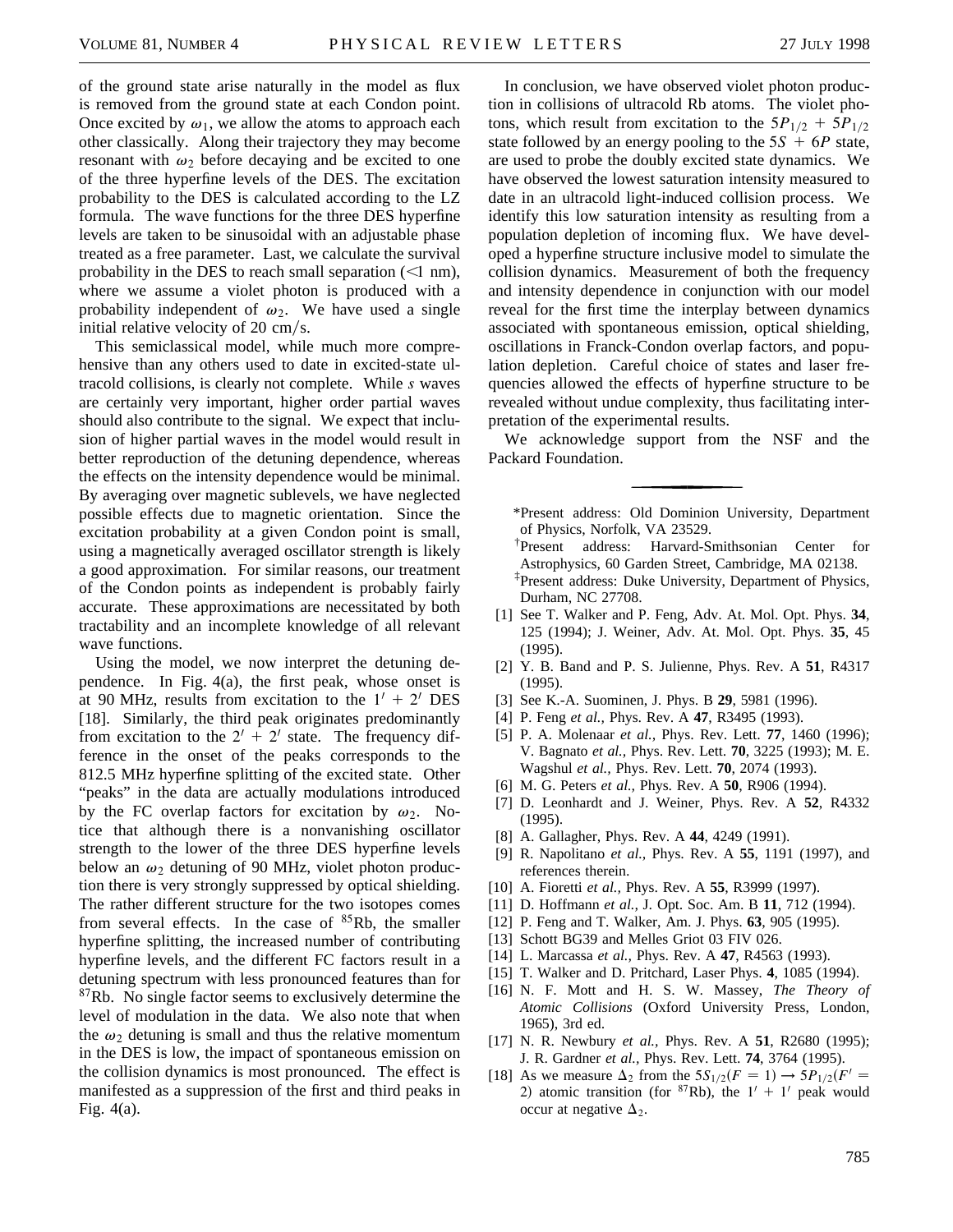of the ground state arise naturally in the model as flux is removed from the ground state at each Condon point. Once excited by $\omega_1$, we allow the atoms to approach each other classically. Along their trajectory they may become resonant with $\omega_2$ before decaying and be excited to one of the three hyperfine levels of the DES. The excitation probability to the DES is calculated according to the LZ formula. The wave functions for the three DES hyperfine levels are taken to be sinusoidal with an adjustable phase treated as a free parameter. Last, we calculate the survival probability in the DES to reach small separation (<1 nm), where we assume a violet photon is produced with a probability independent of $\omega_2$. We have used a single initial relative velocity of 20 cm/s.

This semiclassical model, while much more comprehensive than any others used to date in excited-state ultracold collisions, is clearly not complete. While *s* waves are certainly very important, higher order partial waves should also contribute to the signal. We expect that inclusion of higher partial waves in the model would result in better reproduction of the detuning dependence, whereas the effects on the intensity dependence would be minimal. By averaging over magnetic sublevels, we have neglected possible effects due to magnetic orientation. Since the excitation probability at a given Condon point is small, using a magnetically averaged oscillator strength is likely a good approximation. For similar reasons, our treatment of the Condon points as independent is probably fairly accurate. These approximations are necessitated by both tractability and an incomplete knowledge of all relevant wave functions.

Using the model, we now interpret the detuning dependence. In Fig. 4(a), the first peak, whose onset is at 90 MHz, results from excitation to the $1' + 2'$ DES [18]. Similarly, the third peak originates predominantly from excitation to the $2' + 2'$ state. The frequency difference in the onset of the peaks corresponds to the 812.5 MHz hyperfine splitting of the excited state. Other "peaks" in the data are actually modulations introduced by the FC overlap factors for excitation by $\omega_2$. Notice that although there is a nonvanishing oscillator strength to the lower of the three DES hyperfine levels below an $\omega_2$ detuning of 90 MHz, violet photon production there is very strongly suppressed by optical shielding. The rather different structure for the two isotopes comes from several effects. In the case of $^{85}$Rb, the smaller hyperfine splitting, the increased number of contributing hyperfine levels, and the different FC factors result in a detuning spectrum with less pronounced features than for $^{87}$Rb. No single factor seems to exclusively determine the level of modulation in the data. We also note that when the $\omega_2$ detuning is small and thus the relative momentum in the DES is low, the impact of spontaneous emission on the collision dynamics is most pronounced. The effect is manifested as a suppression of the first and third peaks in Fig. 4(a).

In conclusion, we have observed violet photon production in collisions of ultracold Rb atoms. The violet photons, which result from excitation to the $5P_{1/2} + 5P_{1/2}$ state followed by an energy pooling to the $5S + 6P$ state, are used to probe the doubly excited state dynamics. We have observed the lowest saturation intensity measured to date in an ultracold light-induced collision process. We identify this low saturation intensity as resulting from a population depletion of incoming flux. We have developed a hyperfine structure inclusive model to simulate the collision dynamics. Measurement of both the frequency and intensity dependence in conjunction with our model reveal for the first time the interplay between dynamics associated with spontaneous emission, optical shielding, oscillations in Franck-Condon overlap factors, and population depletion. Careful choice of states and laser frequencies allowed the effects of hyperfine structure to be revealed without undue complexity, thus facilitating interpretation of the experimental results.

We acknowledge support from the NSF and the Packard Foundation.

---

*Present address: Old Dominion University, Department of Physics, Norfolk, VA 23529.

†Present address: Harvard-Smithsonian Center for Astrophysics, 60 Garden Street, Cambridge, MA 02138.

‡Present address: Duke University, Department of Physics, Durham, NC 27708.

[1] See T. Walker and P. Feng, Adv. At. Mol. Opt. Phys. **34**, 125 (1994); J. Weiner, Adv. At. Mol. Opt. Phys. **35**, 45 (1995).

[2] Y. B. Band and P. S. Julienne, Phys. Rev. A **51**, R4317 (1995).

[3] See K.-A. Suominen, J. Phys. B **29**, 5981 (1996).

[4] P. Feng *et al.,* Phys. Rev. A **47**, R3495 (1993).

[5] P. A. Molenaar *et al.,* Phys. Rev. Lett. **77**, 1460 (1996); V. Bagnato *et al.,* Phys. Rev. Lett. **70**, 3225 (1993); M. E. Wagshul *et al.,* Phys. Rev. Lett. **70**, 2074 (1993).

[6] M. G. Peters *et al.,* Phys. Rev. A **50**, R906 (1994).

[7] D. Leonhardt and J. Weiner, Phys. Rev. A **52**, R4332 (1995).

[8] A. Gallagher, Phys. Rev. A **44**, 4249 (1991).

[9] R. Napolitano *et al.,* Phys. Rev. A **55**, 1191 (1997), and references therein.

[10] A. Fioretti *et al.,* Phys. Rev. A **55**, R3999 (1997).

[11] D. Hoffmann *et al.,* J. Opt. Soc. Am. B **11**, 712 (1994).

[12] P. Feng and T. Walker, Am. J. Phys. **63**, 905 (1995).

[13] Schott BG39 and Melles Griot 03 FIV 026.

[14] L. Marcassa *et al.,* Phys. Rev. A **47**, R4563 (1993).

[15] T. Walker and D. Pritchard, Laser Phys. **4**, 1085 (1994).

[16] N. F. Mott and H. S. W. Massey, *The Theory of Atomic Collisions* (Oxford University Press, London, 1965), 3rd ed.

[17] N. R. Newbury *et al.,* Phys. Rev. A **51**, R2680 (1995); J. R. Gardner *et al.,* Phys. Rev. Lett. **74**, 3764 (1995).

[18] As we measure $\Delta_2$ from the $5S_{1/2}(F = 1) \rightarrow 5P_{1/2}(F' = 2)$ atomic transition (for $^{87}$Rb), the $1' + 1'$ peak would occur at negative $\Delta_2$.